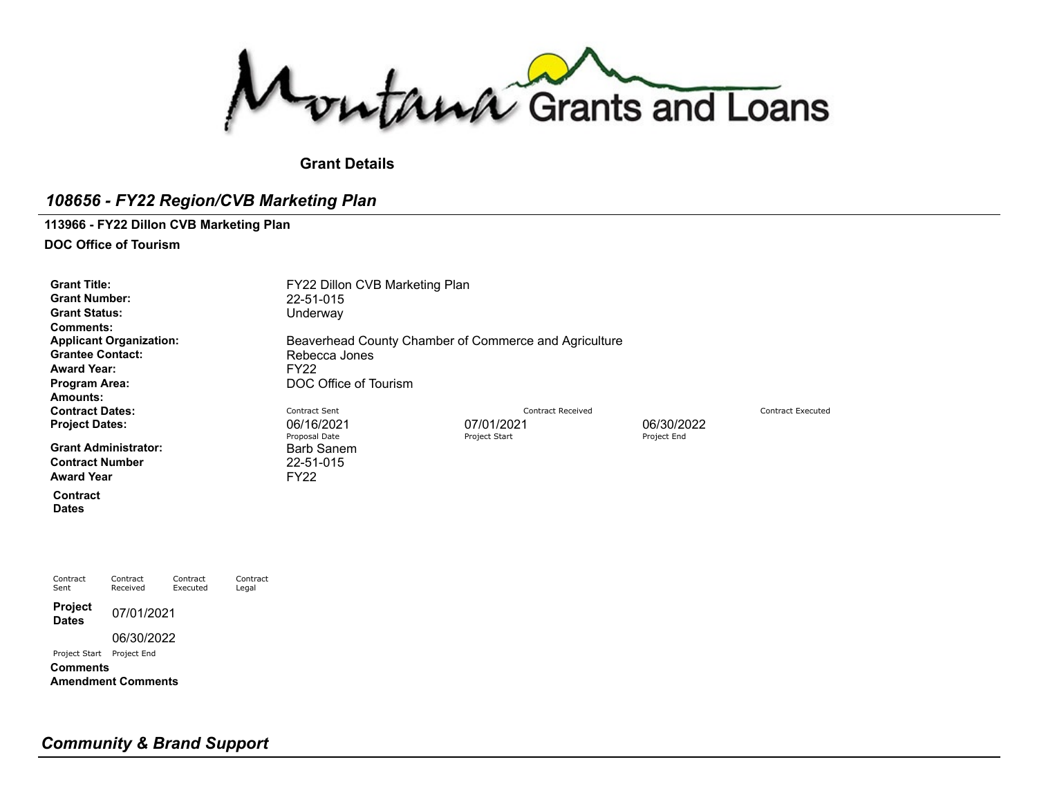Montana Grants and Loans

**Grant Details**

## *108656 - FY22 Region/CVB Marketing Plan*

**113966 - FY22 Dillon CVB Marketing Plan**

**DOC Office of Tourism**

**Grant Title:** FY22 Dillon CVB Marketing Plan
**Grant Number:** 22-51-015
**Grant Status:** Underway
**Comments:**
**Applicant Organization:** Beaverhead County Chamber of Commerce and Agriculture
**Grantee Contact:** Rebecca Jones
**Award Year:** FY22
**Program Area:** DOC Office of Tourism
**Amounts:**

| | Contract Sent | Contract Received | Contract Executed |
|---|---|---|---|
| **Contract Dates:** | | | |

| | Proposal Date | Project Start | Project End |
|---|---|---|---|
| **Project Dates:** | 06/16/2021 | 07/01/2021 | 06/30/2022 |

**Grant Administrator:** Barb Sanem
**Contract Number** 22-51-015
**Award Year** FY22

**Contract Dates**

| Contract Sent | Contract Received | Contract Executed | Contract Legal |
|---|---|---|---|
| | | | |

**Project Dates**

| Project Start | Project End |
|---|---|
| 07/01/2021 | 06/30/2022 |

**Comments**

**Amendment Comments**

## *Community & Brand Support*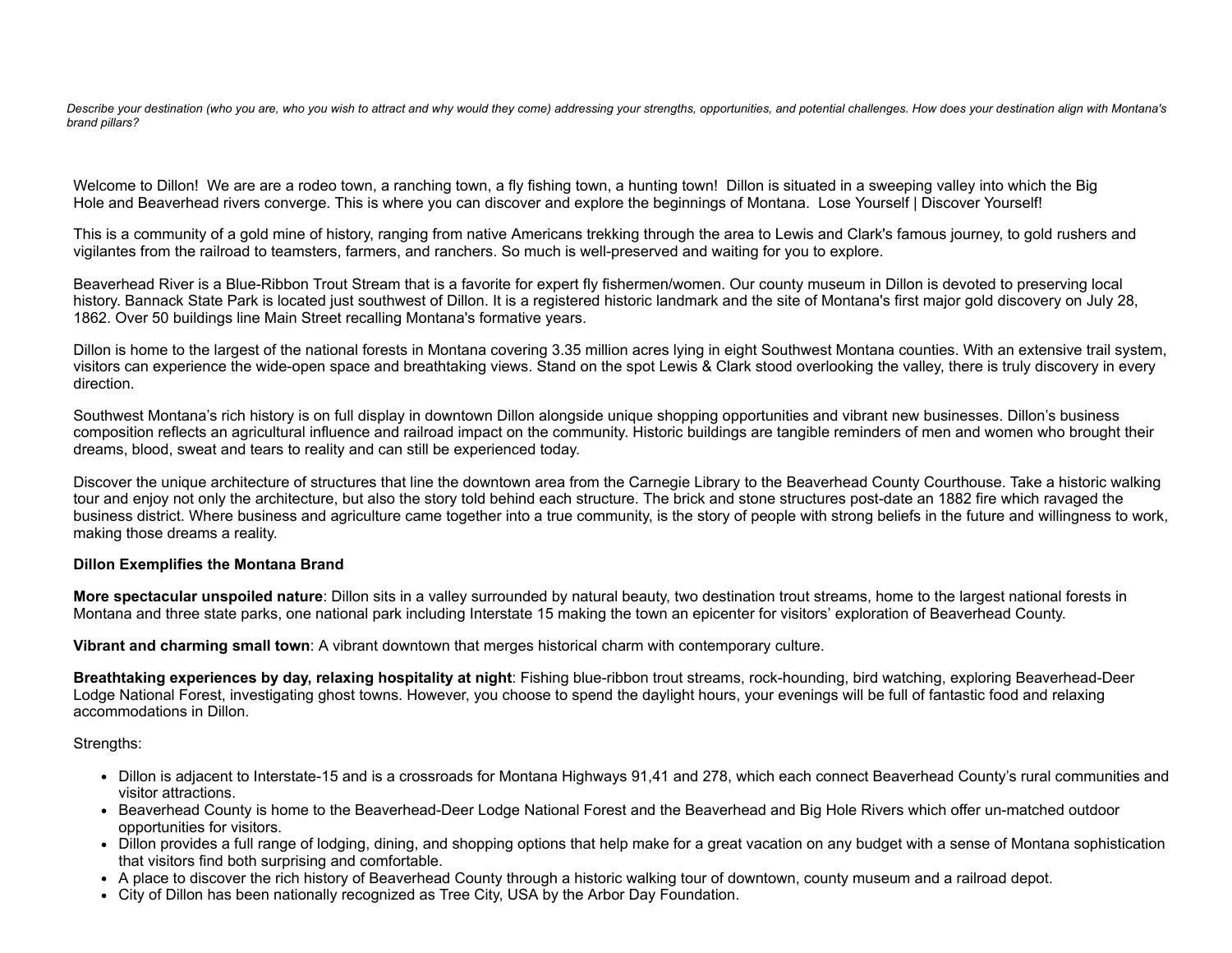*Describe your destination (who you are, who you wish to attract and why would they come) addressing your strengths, opportunities, and potential challenges. How does your destination align with Montana's brand pillars?*

Welcome to Dillon! We are are a rodeo town, a ranching town, a fly fishing town, a hunting town! Dillon is situated in a sweeping valley into which the Big Hole and Beaverhead rivers converge. This is where you can discover and explore the beginnings of Montana. Lose Yourself | Discover Yourself!

This is a community of a gold mine of history, ranging from native Americans trekking through the area to Lewis and Clark's famous journey, to gold rushers and vigilantes from the railroad to teamsters, farmers, and ranchers. So much is well-preserved and waiting for you to explore.

Beaverhead River is a Blue-Ribbon Trout Stream that is a favorite for expert fly fishermen/women. Our county museum in Dillon is devoted to preserving local history. Bannack State Park is located just southwest of Dillon. It is a registered historic landmark and the site of Montana's first major gold discovery on July 28, 1862. Over 50 buildings line Main Street recalling Montana's formative years.

Dillon is home to the largest of the national forests in Montana covering 3.35 million acres lying in eight Southwest Montana counties. With an extensive trail system, visitors can experience the wide-open space and breathtaking views. Stand on the spot Lewis & Clark stood overlooking the valley, there is truly discovery in every direction.

Southwest Montana's rich history is on full display in downtown Dillon alongside unique shopping opportunities and vibrant new businesses. Dillon's business composition reflects an agricultural influence and railroad impact on the community. Historic buildings are tangible reminders of men and women who brought their dreams, blood, sweat and tears to reality and can still be experienced today.

Discover the unique architecture of structures that line the downtown area from the Carnegie Library to the Beaverhead County Courthouse. Take a historic walking tour and enjoy not only the architecture, but also the story told behind each structure. The brick and stone structures post-date an 1882 fire which ravaged the business district. Where business and agriculture came together into a true community, is the story of people with strong beliefs in the future and willingness to work, making those dreams a reality.

**Dillon Exemplifies the Montana Brand**

**More spectacular unspoiled nature**: Dillon sits in a valley surrounded by natural beauty, two destination trout streams, home to the largest national forests in Montana and three state parks, one national park including Interstate 15 making the town an epicenter for visitors' exploration of Beaverhead County.

**Vibrant and charming small town**: A vibrant downtown that merges historical charm with contemporary culture.

**Breathtaking experiences by day, relaxing hospitality at night**: Fishing blue-ribbon trout streams, rock-hounding, bird watching, exploring Beaverhead-Deer Lodge National Forest, investigating ghost towns. However, you choose to spend the daylight hours, your evenings will be full of fantastic food and relaxing accommodations in Dillon.

Strengths:

- Dillon is adjacent to Interstate-15 and is a crossroads for Montana Highways 91,41 and 278, which each connect Beaverhead County's rural communities and visitor attractions.
- Beaverhead County is home to the Beaverhead-Deer Lodge National Forest and the Beaverhead and Big Hole Rivers which offer un-matched outdoor opportunities for visitors.
- Dillon provides a full range of lodging, dining, and shopping options that help make for a great vacation on any budget with a sense of Montana sophistication that visitors find both surprising and comfortable.
- A place to discover the rich history of Beaverhead County through a historic walking tour of downtown, county museum and a railroad depot.
- City of Dillon has been nationally recognized as Tree City, USA by the Arbor Day Foundation.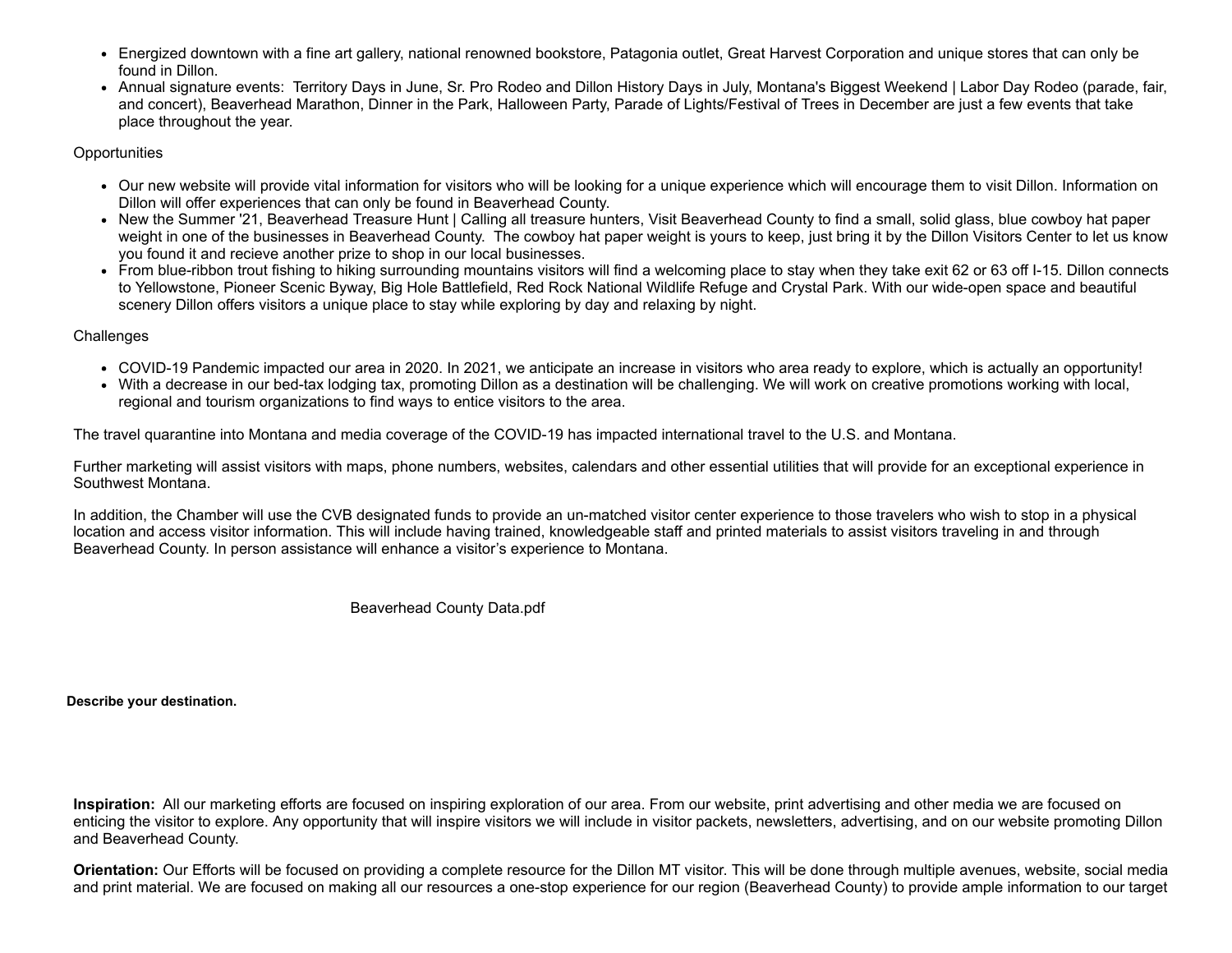- Energized downtown with a fine art gallery, national renowned bookstore, Patagonia outlet, Great Harvest Corporation and unique stores that can only be found in Dillon.
- Annual signature events: Territory Days in June, Sr. Pro Rodeo and Dillon History Days in July, Montana's Biggest Weekend | Labor Day Rodeo (parade, fair, and concert), Beaverhead Marathon, Dinner in the Park, Halloween Party, Parade of Lights/Festival of Trees in December are just a few events that take place throughout the year.

Opportunities

- Our new website will provide vital information for visitors who will be looking for a unique experience which will encourage them to visit Dillon. Information on Dillon will offer experiences that can only be found in Beaverhead County.
- New the Summer '21, Beaverhead Treasure Hunt | Calling all treasure hunters, Visit Beaverhead County to find a small, solid glass, blue cowboy hat paper weight in one of the businesses in Beaverhead County. The cowboy hat paper weight is yours to keep, just bring it by the Dillon Visitors Center to let us know you found it and recieve another prize to shop in our local businesses.
- From blue-ribbon trout fishing to hiking surrounding mountains visitors will find a welcoming place to stay when they take exit 62 or 63 off I-15. Dillon connects to Yellowstone, Pioneer Scenic Byway, Big Hole Battlefield, Red Rock National Wildlife Refuge and Crystal Park. With our wide-open space and beautiful scenery Dillon offers visitors a unique place to stay while exploring by day and relaxing by night.

Challenges

- COVID-19 Pandemic impacted our area in 2020. In 2021, we anticipate an increase in visitors who area ready to explore, which is actually an opportunity!
- With a decrease in our bed-tax lodging tax, promoting Dillon as a destination will be challenging. We will work on creative promotions working with local, regional and tourism organizations to find ways to entice visitors to the area.

The travel quarantine into Montana and media coverage of the COVID-19 has impacted international travel to the U.S. and Montana.

Further marketing will assist visitors with maps, phone numbers, websites, calendars and other essential utilities that will provide for an exceptional experience in Southwest Montana.

In addition, the Chamber will use the CVB designated funds to provide an un-matched visitor center experience to those travelers who wish to stop in a physical location and access visitor information. This will include having trained, knowledgeable staff and printed materials to assist visitors traveling in and through Beaverhead County. In person assistance will enhance a visitor's experience to Montana.

Beaverhead County Data.pdf

**Describe your destination.**

**Inspiration:** All our marketing efforts are focused on inspiring exploration of our area. From our website, print advertising and other media we are focused on enticing the visitor to explore. Any opportunity that will inspire visitors we will include in visitor packets, newsletters, advertising, and on our website promoting Dillon and Beaverhead County.

**Orientation:** Our Efforts will be focused on providing a complete resource for the Dillon MT visitor. This will be done through multiple avenues, website, social media and print material. We are focused on making all our resources a one-stop experience for our region (Beaverhead County) to provide ample information to our target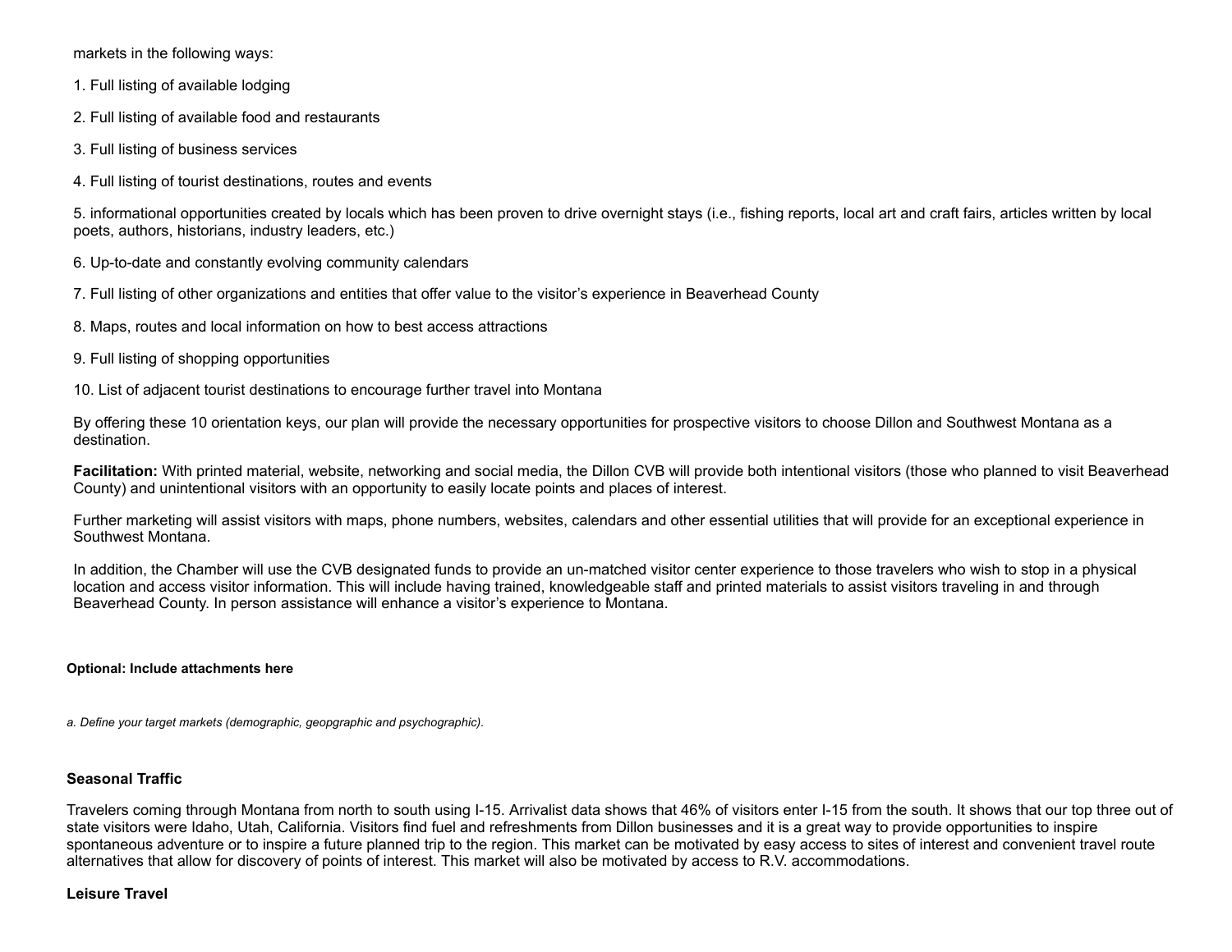markets in the following ways:

1. Full listing of available lodging

2. Full listing of available food and restaurants

3. Full listing of business services

4. Full listing of tourist destinations, routes and events

5. informational opportunities created by locals which has been proven to drive overnight stays (i.e., fishing reports, local art and craft fairs, articles written by local poets, authors, historians, industry leaders, etc.)

6. Up-to-date and constantly evolving community calendars

7. Full listing of other organizations and entities that offer value to the visitor's experience in Beaverhead County

8. Maps, routes and local information on how to best access attractions

9. Full listing of shopping opportunities

10. List of adjacent tourist destinations to encourage further travel into Montana

By offering these 10 orientation keys, our plan will provide the necessary opportunities for prospective visitors to choose Dillon and Southwest Montana as a destination.

**Facilitation:** With printed material, website, networking and social media, the Dillon CVB will provide both intentional visitors (those who planned to visit Beaverhead County) and unintentional visitors with an opportunity to easily locate points and places of interest.

Further marketing will assist visitors with maps, phone numbers, websites, calendars and other essential utilities that will provide for an exceptional experience in Southwest Montana.

In addition, the Chamber will use the CVB designated funds to provide an un-matched visitor center experience to those travelers who wish to stop in a physical location and access visitor information. This will include having trained, knowledgeable staff and printed materials to assist visitors traveling in and through Beaverhead County. In person assistance will enhance a visitor's experience to Montana.

**Optional: Include attachments here**

*a. Define your target markets (demographic, geopgraphic and psychographic).*

**Seasonal Traffic**

Travelers coming through Montana from north to south using I-15. Arrivalist data shows that 46% of visitors enter I-15 from the south. It shows that our top three out of state visitors were Idaho, Utah, California. Visitors find fuel and refreshments from Dillon businesses and it is a great way to provide opportunities to inspire spontaneous adventure or to inspire a future planned trip to the region. This market can be motivated by easy access to sites of interest and convenient travel route alternatives that allow for discovery of points of interest. This market will also be motivated by access to R.V. accommodations.

**Leisure Travel**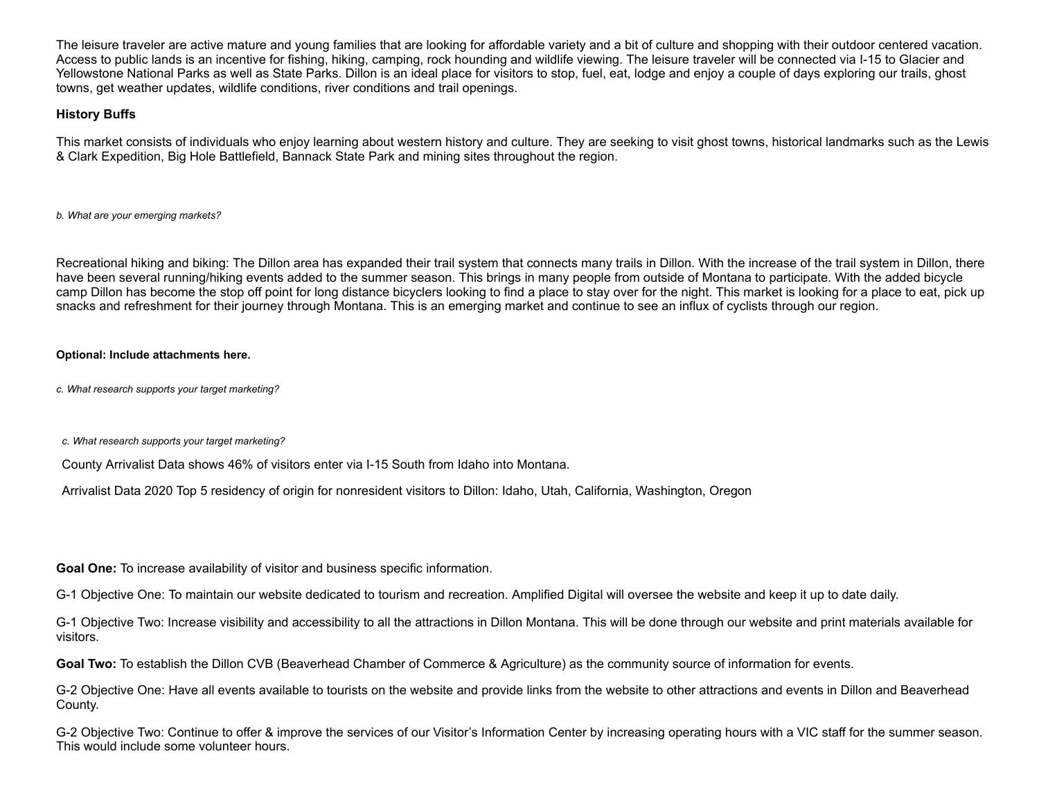The leisure traveler are active mature and young families that are looking for affordable variety and a bit of culture and shopping with their outdoor centered vacation. Access to public lands is an incentive for fishing, hiking, camping, rock hounding and wildlife viewing. The leisure traveler will be connected via I-15 to Glacier and Yellowstone National Parks as well as State Parks. Dillon is an ideal place for visitors to stop, fuel, eat, lodge and enjoy a couple of days exploring our trails, ghost towns, get weather updates, wildlife conditions, river conditions and trail openings.

**History Buffs**

This market consists of individuals who enjoy learning about western history and culture. They are seeking to visit ghost towns, historical landmarks such as the Lewis & Clark Expedition, Big Hole Battlefield, Bannack State Park and mining sites throughout the region.

*b. What are your emerging markets?*

Recreational hiking and biking: The Dillon area has expanded their trail system that connects many trails in Dillon. With the increase of the trail system in Dillon, there have been several running/hiking events added to the summer season. This brings in many people from outside of Montana to participate. With the added bicycle camp Dillon has become the stop off point for long distance bicyclers looking to find a place to stay over for the night. This market is looking for a place to eat, pick up snacks and refreshment for their journey through Montana. This is an emerging market and continue to see an influx of cyclists through our region.

**Optional: Include attachments here.**

*c. What research supports your target marketing?*

*c. What research supports your target marketing?*

County Arrivalist Data shows 46% of visitors enter via I-15 South from Idaho into Montana.

Arrivalist Data 2020 Top 5 residency of origin for nonresident visitors to Dillon: Idaho, Utah, California, Washington, Oregon

**Goal One:** To increase availability of visitor and business specific information.

G-1 Objective One: To maintain our website dedicated to tourism and recreation. Amplified Digital will oversee the website and keep it up to date daily.

G-1 Objective Two: Increase visibility and accessibility to all the attractions in Dillon Montana. This will be done through our website and print materials available for visitors.

**Goal Two:** To establish the Dillon CVB (Beaverhead Chamber of Commerce & Agriculture) as the community source of information for events.

G-2 Objective One: Have all events available to tourists on the website and provide links from the website to other attractions and events in Dillon and Beaverhead County.

G-2 Objective Two: Continue to offer & improve the services of our Visitor's Information Center by increasing operating hours with a VIC staff for the summer season. This would include some volunteer hours.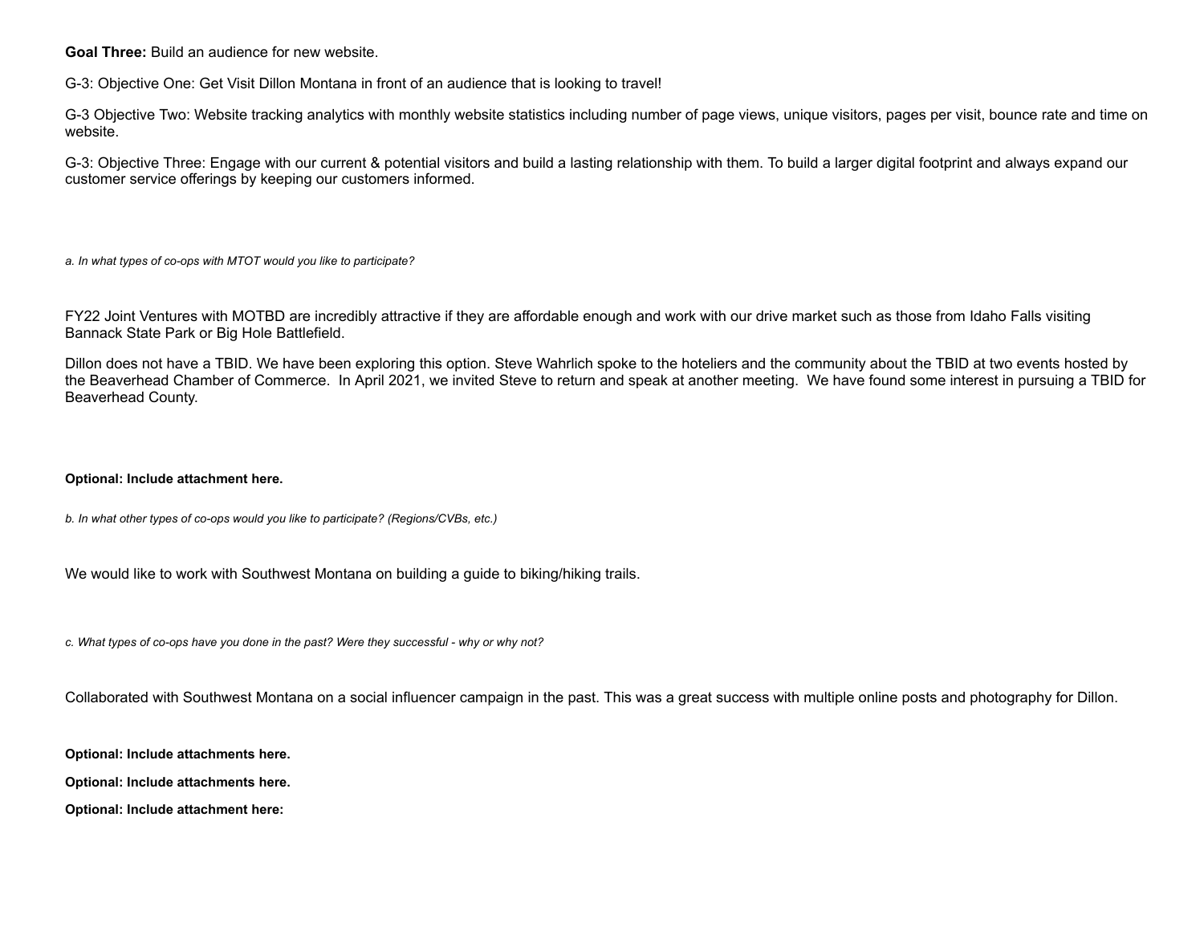**Goal Three:** Build an audience for new website.

G-3: Objective One: Get Visit Dillon Montana in front of an audience that is looking to travel!

G-3 Objective Two: Website tracking analytics with monthly website statistics including number of page views, unique visitors, pages per visit, bounce rate and time on website.

G-3: Objective Three: Engage with our current & potential visitors and build a lasting relationship with them. To build a larger digital footprint and always expand our customer service offerings by keeping our customers informed.

*a. In what types of co-ops with MTOT would you like to participate?*

FY22 Joint Ventures with MOTBD are incredibly attractive if they are affordable enough and work with our drive market such as those from Idaho Falls visiting Bannack State Park or Big Hole Battlefield.

Dillon does not have a TBID. We have been exploring this option. Steve Wahrlich spoke to the hoteliers and the community about the TBID at two events hosted by the Beaverhead Chamber of Commerce. In April 2021, we invited Steve to return and speak at another meeting. We have found some interest in pursuing a TBID for Beaverhead County.

**Optional: Include attachment here.**

*b. In what other types of co-ops would you like to participate? (Regions/CVBs, etc.)*

We would like to work with Southwest Montana on building a guide to biking/hiking trails.

*c. What types of co-ops have you done in the past? Were they successful - why or why not?*

Collaborated with Southwest Montana on a social influencer campaign in the past. This was a great success with multiple online posts and photography for Dillon.

**Optional: Include attachments here.**

**Optional: Include attachments here.**

**Optional: Include attachment here:**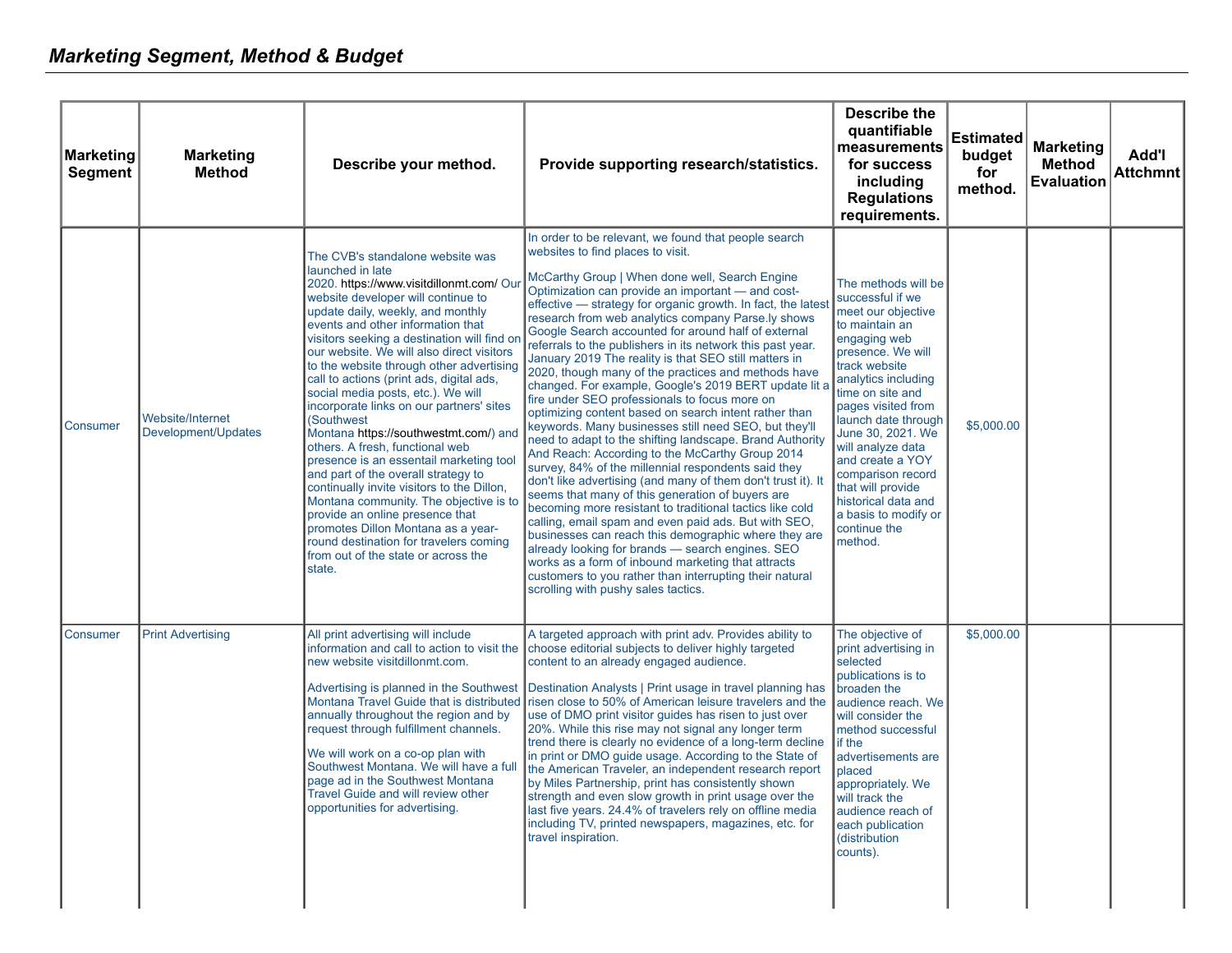## *Marketing Segment, Method & Budget*

| Marketing Segment | Marketing Method | Describe your method. | Provide supporting research/statistics. | Describe the quantifiable measurements for success including Regulations requirements. | Estimated budget for method. | Marketing Method Evaluation | Add'l Attchmnt |
|---|---|---|---|---|---|---|---|
| Consumer | Website/Internet Development/Updates | The CVB's standalone website was launched in late 2020. https://www.visitdillonmt.com/ Our website developer will continue to update daily, weekly, and monthly events and other information that visitors seeking a destination will find on our website. We will also direct visitors to the website through other advertising call to actions (print ads, digital ads, social media posts, etc.). We will incorporate links on our partners' sites (Southwest Montana https://southwestmt.com/) and others. A fresh, functional web presence is an essentail marketing tool and part of the overall strategy to continually invite visitors to the Dillon, Montana community. The objective is to provide an online presence that promotes Dillon Montana as a year-round destination for travelers coming from out of the state or across the state. | In order to be relevant, we found that people search websites to find places to visit.<br><br>McCarthy Group \| When done well, Search Engine Optimization can provide an important — and cost-effective — strategy for organic growth. In fact, the latest research from web analytics company Parse.ly shows Google Search accounted for around half of external referrals to the publishers in its network this past year. January 2019 The reality is that SEO still matters in 2020, though many of the practices and methods have changed. For example, Google's 2019 BERT update lit a fire under SEO professionals to focus more on optimizing content based on search intent rather than keywords. Many businesses still need SEO, but they'll need to adapt to the shifting landscape. Brand Authority And Reach: According to the McCarthy Group 2014 survey, 84% of the millennial respondents said they don't like advertising (and many of them don't trust it). It seems that many of this generation of buyers are becoming more resistant to traditional tactics like cold calling, email spam and even paid ads. But with SEO, businesses can reach this demographic where they are already looking for brands — search engines. SEO works as a form of inbound marketing that attracts customers to you rather than interrupting their natural scrolling with pushy sales tactics. | The methods will be successful if we meet our objective to maintain an engaging web presence. We will track website analytics including time on site and pages visited from launch date through June 30, 2021. We will analyze data and create a YOY comparison record that will provide historical data and a basis to modify or continue the method. | $5,000.00 | | |
| Consumer | Print Advertising | All print advertising will include information and call to action to visit the new website visitdillonmt.com.<br><br>Advertising is planned in the Southwest Montana Travel Guide that is distributed annually throughout the region and by request through fulfillment channels.<br><br>We will work on a co-op plan with Southwest Montana. We will have a full page ad in the Southwest Montana Travel Guide and will review other opportunities for advertising. | A targeted approach with print adv. Provides ability to choose editorial subjects to deliver highly targeted content to an already engaged audience.<br><br>Destination Analysts \| Print usage in travel planning has risen close to 50% of American leisure travelers and the use of DMO print visitor guides has risen to just over 20%. While this rise may not signal any longer term trend there is clearly no evidence of a long-term decline in print or DMO guide usage. According to the State of the American Traveler, an independent research report by Miles Partnership, print has consistently shown strength and even slow growth in print usage over the last five years. 24.4% of travelers rely on offline media including TV, printed newspapers, magazines, etc. for travel inspiration. | The objective of print advertising in selected publications is to broaden the audience reach. We will consider the method successful if the advertisements are placed appropriately. We will track the audience reach of each publication (distribution counts). | $5,000.00 | | |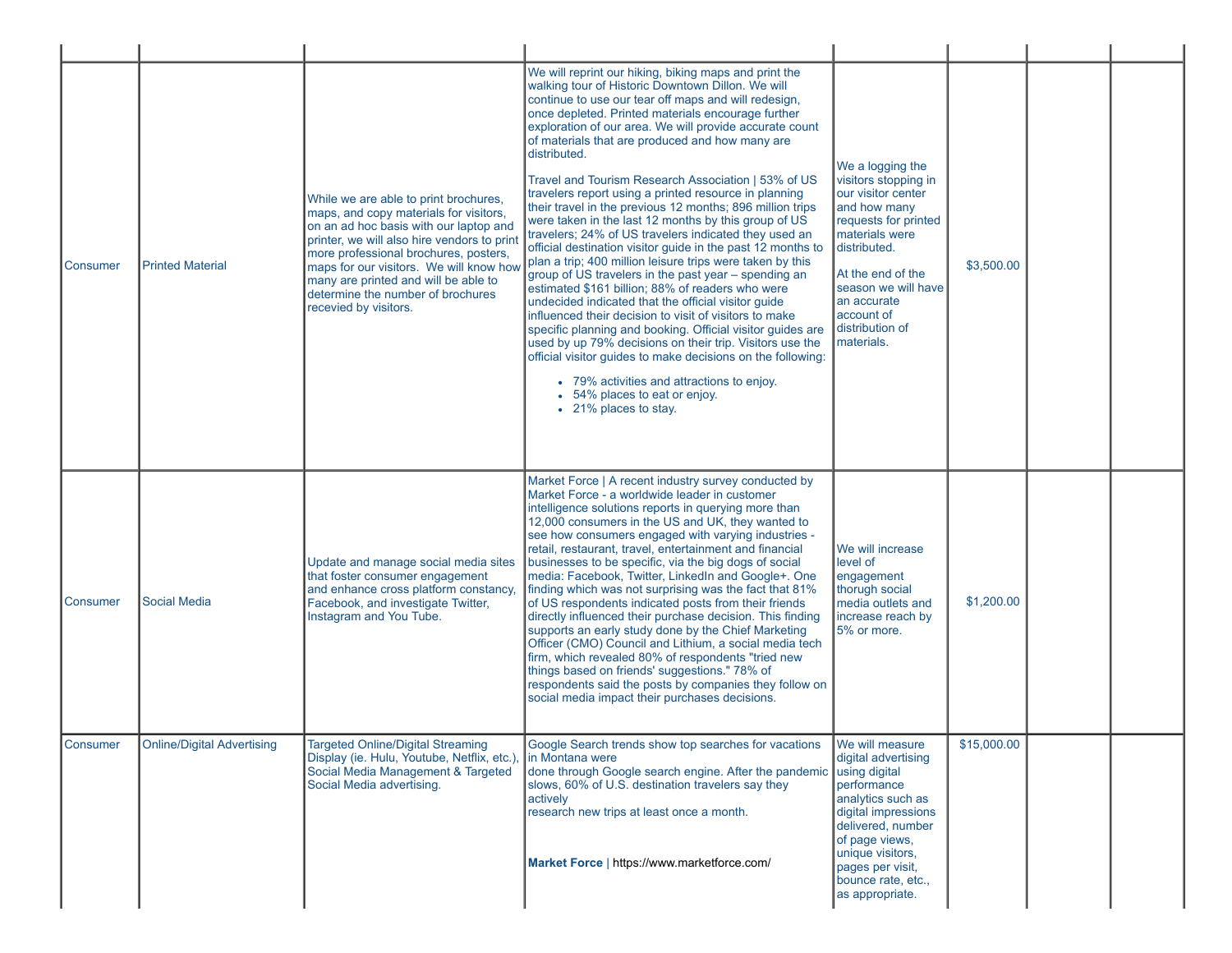| | | | | | | | |
|---|---|---|---|---|---|---|---|
| Consumer | Printed Material | While we are able to print brochures, maps, and copy materials for visitors, on an ad hoc basis with our laptop and printer, we will also hire vendors to print more professional brochures, posters, maps for our visitors. We will know how many are printed and will be able to determine the number of brochures recevied by visitors. | We will reprint our hiking, biking maps and print the walking tour of Historic Downtown Dillon. We will continue to use our tear off maps and will redesign, once depleted. Printed materials encourage further exploration of our area. We will provide accurate count of materials that are produced and how many are distributed.<br><br>Travel and Tourism Research Association \| 53% of US travelers report using a printed resource in planning their travel in the previous 12 months; 896 million trips were taken in the last 12 months by this group of US travelers; 24% of US travelers indicated they used an official destination visitor guide in the past 12 months to plan a trip; 400 million leisure trips were taken by this group of US travelers in the past year – spending an estimated $161 billion; 88% of readers who were undecided indicated that the official visitor guide influenced their decision to visit of visitors to make specific planning and booking. Official visitor guides are used by up 79% decisions on their trip. Visitors use the official visitor guides to make decisions on the following:<br><br>• 79% activities and attractions to enjoy.<br>• 54% places to eat or enjoy.<br>• 21% places to stay. | We a logging the visitors stopping in our visitor center and how many requests for printed materials were distributed.<br><br>At the end of the season we will have an accurate account of distribution of materials. | $3,500.00 | | |
| Consumer | Social Media | Update and manage social media sites that foster consumer engagement and enhance cross platform constancy, Facebook, and investigate Twitter, Instagram and You Tube. | Market Force \| A recent industry survey conducted by Market Force - a worldwide leader in customer intelligence solutions reports in querying more than 12,000 consumers in the US and UK, they wanted to see how consumers engaged with varying industries - retail, restaurant, travel, entertainment and financial businesses to be specific, via the big dogs of social media: Facebook, Twitter, LinkedIn and Google+. One finding which was not surprising was the fact that 81% of US respondents indicated posts from their friends directly influenced their purchase decision. This finding supports an early study done by the Chief Marketing Officer (CMO) Council and Lithium, a social media tech firm, which revealed 80% of respondents "tried new things based on friends' suggestions." 78% of respondents said the posts by companies they follow on social media impact their purchases decisions. | We will increase level of engagement thorugh social media outlets and increase reach by 5% or more. | $1,200.00 | | |
| Consumer | Online/Digital Advertising | Targeted Online/Digital Streaming Display (ie. Hulu, Youtube, Netflix, etc.), Social Media Management & Targeted Social Media advertising. | Google Search trends show top searches for vacations in Montana were done through Google search engine. After the pandemic slows, 60% of U.S. destination travelers say they actively research new trips at least once a month.<br><br>**Market Force** \| https://www.marketforce.com/ | We will measure digital advertising using digital performance analytics such as digital impressions delivered, number of page views, unique visitors, pages per visit, bounce rate, etc., as appropriate. | $15,000.00 | | |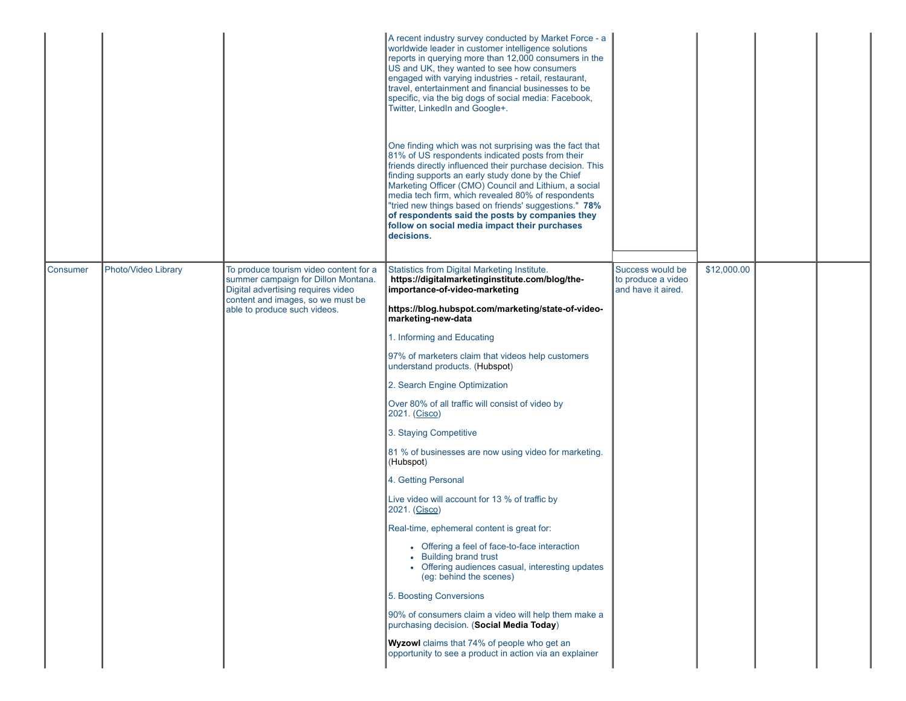| | | | | | | | |
|---|---|---|---|---|---|---|---|
| | | | A recent industry survey conducted by Market Force - a worldwide leader in customer intelligence solutions reports in querying more than 12,000 consumers in the US and UK, they wanted to see how consumers engaged with varying industries - retail, restaurant, travel, entertainment and financial businesses to be specific, via the big dogs of social media: Facebook, Twitter, LinkedIn and Google+.<br><br>One finding which was not surprising was the fact that 81% of US respondents indicated posts from their friends directly influenced their purchase decision. This finding supports an early study done by the Chief Marketing Officer (CMO) Council and Lithium, a social media tech firm, which revealed 80% of respondents "tried new things based on friends' suggestions." **78% of respondents said the posts by companies they follow on social media impact their purchases decisions.** | | | | |
| Consumer | Photo/Video Library | To produce tourism video content for a summer campaign for Dillon Montana. Digital advertising requires video content and images, so we must be able to produce such videos. | Statistics from Digital Marketing Institute.<br>**https://digitalmarketinginstitute.com/blog/the-importance-of-video-marketing**<br><br>**https://blog.hubspot.com/marketing/state-of-video-marketing-new-data**<br><br>1. Informing and Educating<br><br>97% of marketers claim that videos help customers understand products. (Hubspot)<br><br>2. Search Engine Optimization<br><br>Over 80% of all traffic will consist of video by 2021. (Cisco)<br><br>3. Staying Competitive<br><br>81 % of businesses are now using video for marketing. (Hubspot)<br><br>4. Getting Personal<br><br>Live video will account for 13 % of traffic by 2021. (Cisco)<br><br>Real-time, ephemeral content is great for:<br><br>• Offering a feel of face-to-face interaction<br>• Building brand trust<br>• Offering audiences casual, interesting updates (eg: behind the scenes)<br><br>5. Boosting Conversions<br><br>90% of consumers claim a video will help them make a purchasing decision. (**Social Media Today**)<br><br>**Wyzowl** claims that 74% of people who get an opportunity to see a product in action via an explainer | Success would be to produce a video and have it aired. | $12,000.00 | | |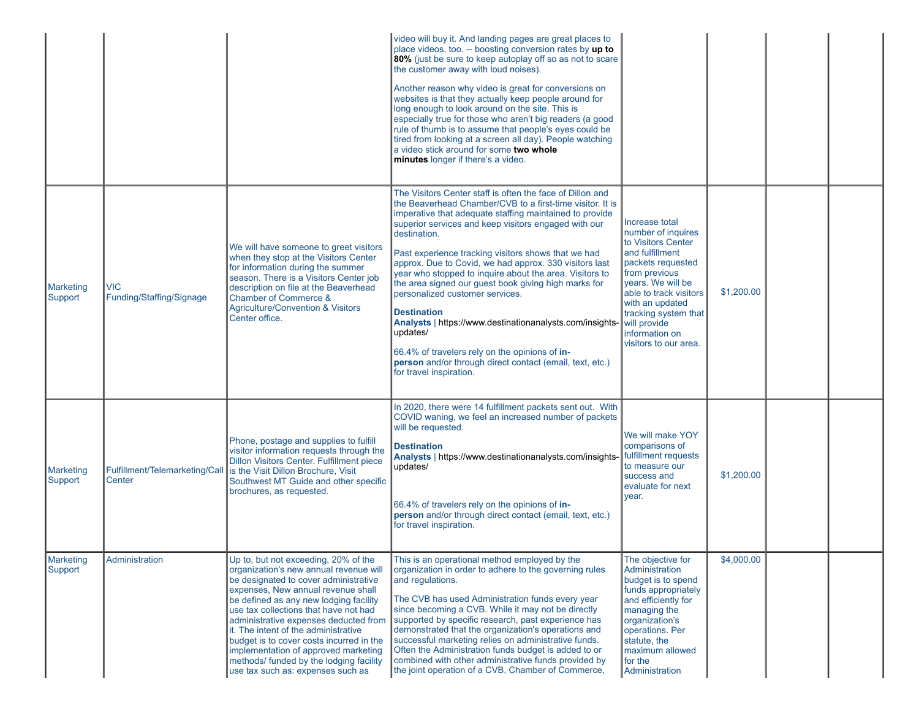| | | | | | | | |
|---|---|---|---|---|---|---|---|
| | | | video will buy it. And landing pages are great places to place videos, too. -- boosting conversion rates by **up to 80%** (just be sure to keep autoplay off so as not to scare the customer away with loud noises).<br><br>Another reason why video is great for conversions on websites is that they actually keep people around for long enough to look around on the site. This is especially true for those who aren't big readers (a good rule of thumb is to assume that people's eyes could be tired from looking at a screen all day). People watching a video stick around for some **two whole minutes** longer if there's a video. | | | | |
| Marketing Support | VIC Funding/Staffing/Signage | We will have someone to greet visitors when they stop at the Visitors Center for information during the summer season. There is a Visitors Center job description on file at the Beaverhead Chamber of Commerce & Agriculture/Convention & Visitors Center office. | The Visitors Center staff is often the face of Dillon and the Beaverhead Chamber/CVB to a first-time visitor. It is imperative that adequate staffing maintained to provide superior services and keep visitors engaged with our destination.<br><br>Past experience tracking visitors shows that we had approx. Due to Covid, we had approx. 330 visitors last year who stopped to inquire about the area. Visitors to the area signed our guest book giving high marks for personalized customer services.<br><br>**Destination Analysts** \| https://www.destinationanalysts.com/insights-updates/<br><br>66.4% of travelers rely on the opinions of **in-person** and/or through direct contact (email, text, etc.) for travel inspiration. | Increase total number of inquires to Visitors Center and fulfillment packets requested from previous years. We will be able to track visitors with an updated tracking system that will provide information on visitors to our area. | $1,200.00 | | |
| Marketing Support | Fulfillment/Telemarketing/Call Center | Phone, postage and supplies to fulfill visitor information requests through the Dillon Visitors Center. Fulfillment piece is the Visit Dillon Brochure, Visit Southwest MT Guide and other specific brochures, as requested. | In 2020, there were 14 fulfillment packets sent out. With COVID waning, we feel an increased number of packets will be requested.<br><br>**Destination Analysts** \| https://www.destinationanalysts.com/insights-updates/<br><br>66.4% of travelers rely on the opinions of **in-person** and/or through direct contact (email, text, etc.) for travel inspiration. | We will make YOY comparisons of fulfillment requests to measure our success and evaluate for next year. | $1,200.00 | | |
| Marketing Support | Administration | Up to, but not exceeding, 20% of the organization's new annual revenue will be designated to cover administrative expenses, New annual revenue shall be defined as any new lodging facility use tax collections that have not had administrative expenses deducted from it. The intent of the administrative budget is to cover costs incurred in the implementation of approved marketing methods/ funded by the lodging facility use tax such as: expenses such as | This is an operational method employed by the organization in order to adhere to the governing rules and regulations.<br><br>The CVB has used Administration funds every year since becoming a CVB. While it may not be directly supported by specific research, past experience has demonstrated that the organization's operations and successful marketing relies on administrative funds. Often the Administration funds budget is added to or combined with other administrative funds provided by the joint operation of a CVB, Chamber of Commerce, | The objective for Administration budget is to spend funds appropriately and efficiently for managing the organization's operations. Per statute, the maximum allowed for the Administration | $4,000.00 | | |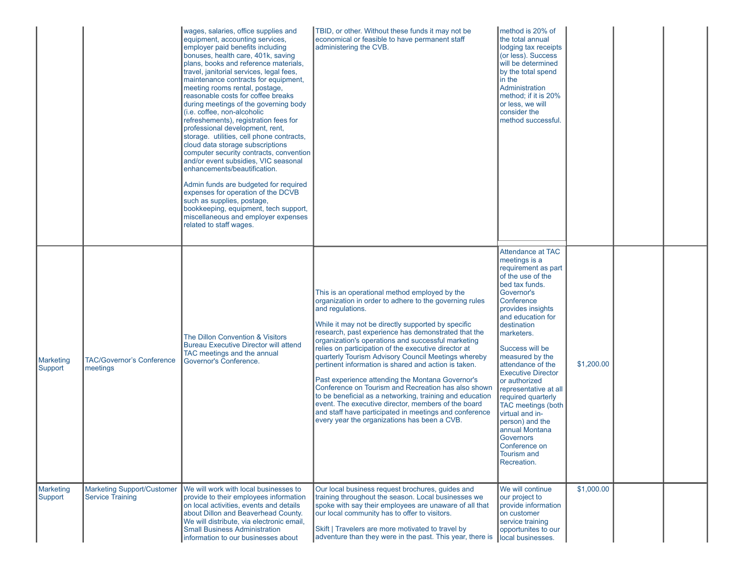| | | | | | | | |
|---|---|---|---|---|---|---|---|
| | | wages, salaries, office supplies and equipment, accounting services, employer paid benefits including bonuses, health care, 401k, saving plans, books and reference materials, travel, janitorial services, legal fees, maintenance contracts for equipment, meeting rooms rental, postage, reasonable costs for coffee breaks during meetings of the governing body (i.e. coffee, non-alcoholic refreshements), registration fees for professional development, rent, storage. utilities, cell phone contracts, cloud data storage subscriptions computer security contracts, convention and/or event subsidies, VIC seasonal enhancements/beautification.<br><br>Admin funds are budgeted for required expenses for operation of the DCVB such as supplies, postage, bookkeeping, equipment, tech support, miscellaneous and employer expenses related to staff wages. | TBID, or other. Without these funds it may not be economical or feasible to have permanent staff administering the CVB. | method is 20% of the total annual lodging tax receipts (or less). Success will be determined by the total spend in the Administration method; if it is 20% or less, we will consider the method successful. | | | |
| Marketing Support | TAC/Governor's Conference meetings | The Dillon Convention & Visitors Bureau Executive Director will attend TAC meetings and the annual Governor's Conference. | This is an operational method employed by the organization in order to adhere to the governing rules and regulations.<br><br>While it may not be directly supported by specific research, past experience has demonstrated that the organization's operations and successful marketing relies on participation of the executive director at quarterly Tourism Advisory Council Meetings whereby pertinent information is shared and action is taken.<br><br>Past experience attending the Montana Governor's Conference on Tourism and Recreation has also shown to be beneficial as a networking, training and education event. The executive director, members of the board and staff have participated in meetings and conference every year the organizations has been a CVB. | Attendance at TAC meetings is a requirement as part of the use of the bed tax funds. Governor's Conference provides insights and education for destination marketers.<br><br>Success will be measured by the attendance of the Executive Director or authorized representative at all required quarterly TAC meetings (both virtual and in-person) and the annual Montana Governors Conference on Tourism and Recreation. | $1,200.00 | | |
| Marketing Support | Marketing Support/Customer Service Training | We will work with local businesses to provide to their employees information on local activities, events and details about Dillon and Beaverhead County. We will distribute, via electronic email, Small Business Administration information to our businesses about | Our local business request brochures, guides and training throughout the season. Local businesses we spoke with say their employees are unaware of all that our local community has to offer to visitors.<br><br>Skift \| Travelers are more motivated to travel by adventure than they were in the past. This year, there is | We will continue our project to provide information on customer service training opportunites to our local businesses. | $1,000.00 | | |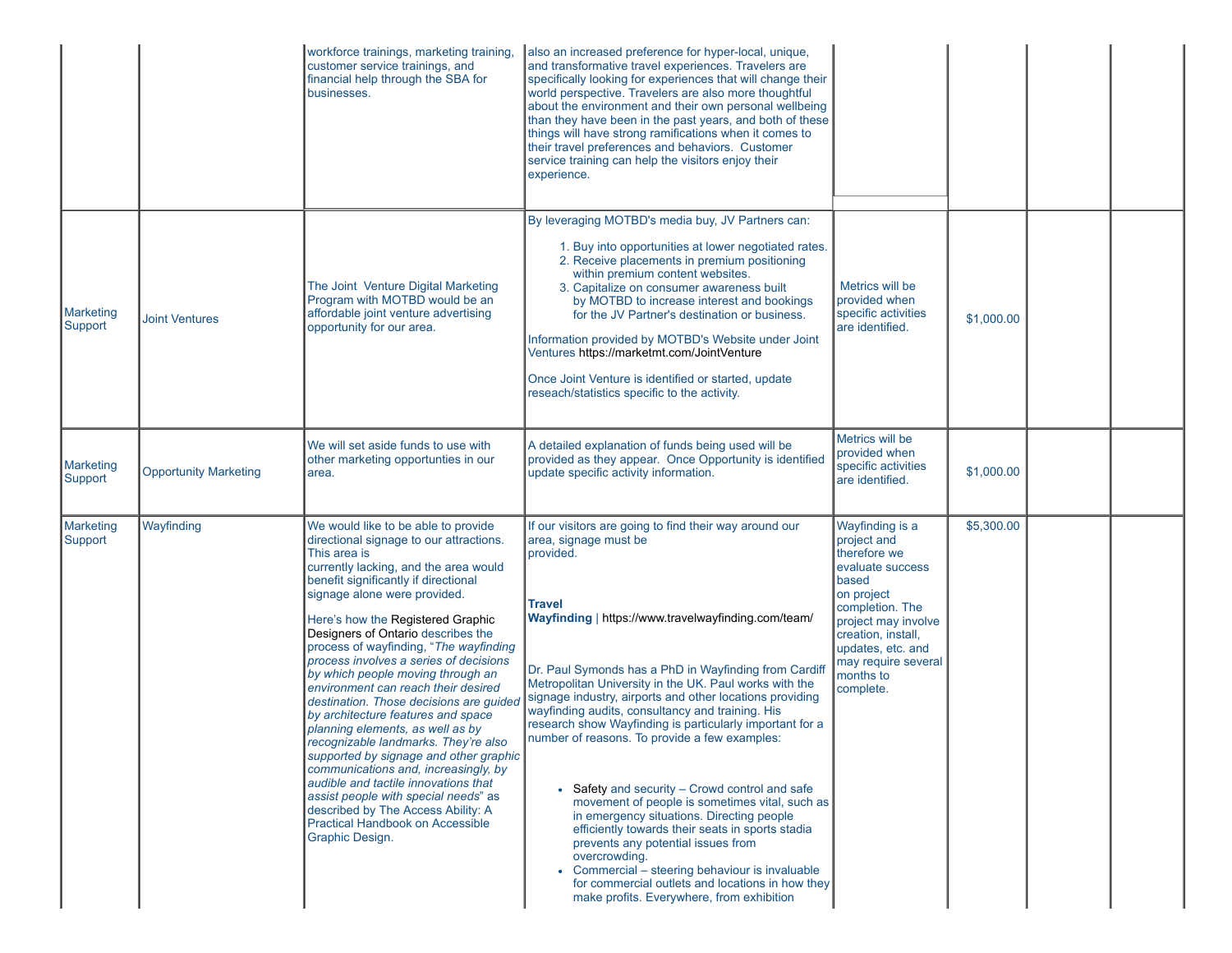| | | | | | | | |
|---|---|---|---|---|---|---|---|
| | | workforce trainings, marketing training, customer service trainings, and financial help through the SBA for businesses. | also an increased preference for hyper-local, unique, and transformative travel experiences. Travelers are specifically looking for experiences that will change their world perspective. Travelers are also more thoughtful about the environment and their own personal wellbeing than they have been in the past years, and both of these things will have strong ramifications when it comes to their travel preferences and behaviors. Customer service training can help the visitors enjoy their experience. | | | | |
| Marketing Support | Joint Ventures | The Joint Venture Digital Marketing Program with MOTBD would be an affordable joint venture advertising opportunity for our area. | By leveraging MOTBD's media buy, JV Partners can:<br><br>1. Buy into opportunities at lower negotiated rates.<br>2. Receive placements in premium positioning within premium content websites.<br>3. Capitalize on consumer awareness built by MOTBD to increase interest and bookings for the JV Partner's destination or business.<br><br>Information provided by MOTBD's Website under Joint Ventures https://marketmt.com/JointVenture<br><br>Once Joint Venture is identified or started, update reseach/statistics specific to the activity. | Metrics will be provided when specific activities are identified. | $1,000.00 | | |
| Marketing Support | Opportunity Marketing | We will set aside funds to use with other marketing opportunties in our area. | A detailed explanation of funds being used will be provided as they appear. Once Opportunity is identified update specific activity information. | Metrics will be provided when specific activities are identified. | $1,000.00 | | |
| Marketing Support | Wayfinding | We would like to be able to provide directional signage to our attractions. This area is currently lacking, and the area would benefit significantly if directional signage alone were provided.<br><br>Here's how the Registered Graphic Designers of Ontario describes the process of wayfinding, "*The wayfinding process involves a series of decisions by which people moving through an environment can reach their desired destination. Those decisions are guided by architecture features and space planning elements, as well as by recognizable landmarks. They're also supported by signage and other graphic communications and, increasingly, by audible and tactile innovations that assist people with special needs*" as described by The Access Ability: A Practical Handbook on Accessible Graphic Design. | If our visitors are going to find their way around our area, signage must be provided.<br><br>**Travel Wayfinding** \| https://www.travelwayfinding.com/team/<br><br>Dr. Paul Symonds has a PhD in Wayfinding from Cardiff Metropolitan University in the UK. Paul works with the signage industry, airports and other locations providing wayfinding audits, consultancy and training. His research show Wayfinding is particularly important for a number of reasons. To provide a few examples:<br><br>• Safety and security – Crowd control and safe movement of people is sometimes vital, such as in emergency situations. Directing people efficiently towards their seats in sports stadia prevents any potential issues from overcrowding.<br>• Commercial – steering behaviour is invaluable for commercial outlets and locations in how they make profits. Everywhere, from exhibition | Wayfinding is a project and therefore we evaluate success based on project completion. The project may involve creation, install, updates, etc. and may require several months to complete. | $5,300.00 | | |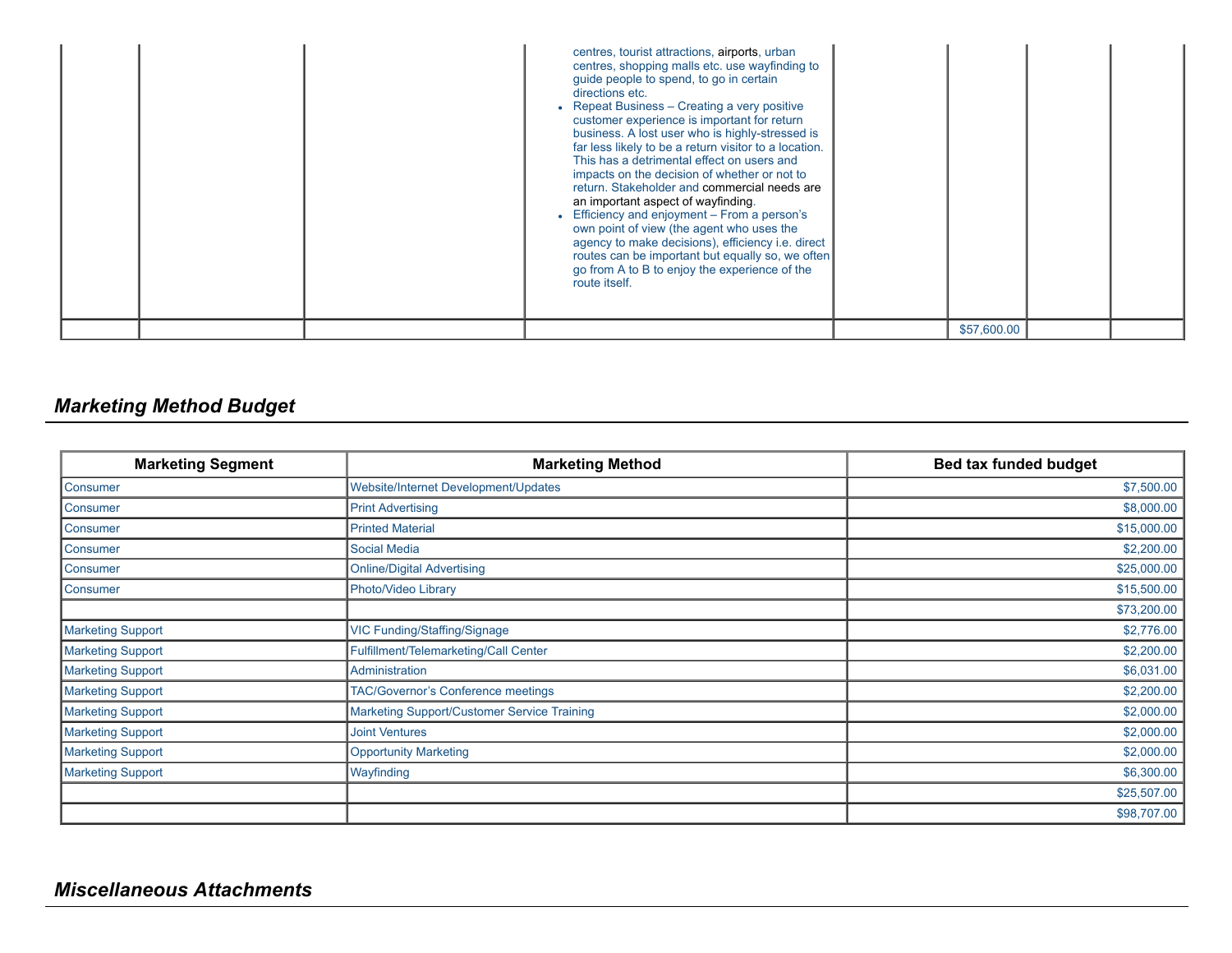| | | | | | | | |
|---|---|---|---|---|---|---|---|
| | | | centres, tourist attractions, airports, urban centres, shopping malls etc. use wayfinding to guide people to spend, to go in certain directions etc.<br>• Repeat Business – Creating a very positive customer experience is important for return business. A lost user who is highly-stressed is far less likely to be a return visitor to a location. This has a detrimental effect on users and impacts on the decision of whether or not to return. Stakeholder and commercial needs are an important aspect of wayfinding.<br>• Efficiency and enjoyment – From a person's own point of view (the agent who uses the agency to make decisions), efficiency i.e. direct routes can be important but equally so, we often go from A to B to enjoy the experience of the route itself. | | | | |
| | | | | | $57,600.00 | | |

## *Marketing Method Budget*

| Marketing Segment | Marketing Method | Bed tax funded budget |
|---|---|---|
| Consumer | Website/Internet Development/Updates | $7,500.00 |
| Consumer | Print Advertising | $8,000.00 |
| Consumer | Printed Material | $15,000.00 |
| Consumer | Social Media | $2,200.00 |
| Consumer | Online/Digital Advertising | $25,000.00 |
| Consumer | Photo/Video Library | $15,500.00 |
| | | $73,200.00 |
| Marketing Support | VIC Funding/Staffing/Signage | $2,776.00 |
| Marketing Support | Fulfillment/Telemarketing/Call Center | $2,200.00 |
| Marketing Support | Administration | $6,031.00 |
| Marketing Support | TAC/Governor's Conference meetings | $2,200.00 |
| Marketing Support | Marketing Support/Customer Service Training | $2,000.00 |
| Marketing Support | Joint Ventures | $2,000.00 |
| Marketing Support | Opportunity Marketing | $2,000.00 |
| Marketing Support | Wayfinding | $6,300.00 |
| | | $25,507.00 |
| | | $98,707.00 |

## *Miscellaneous Attachments*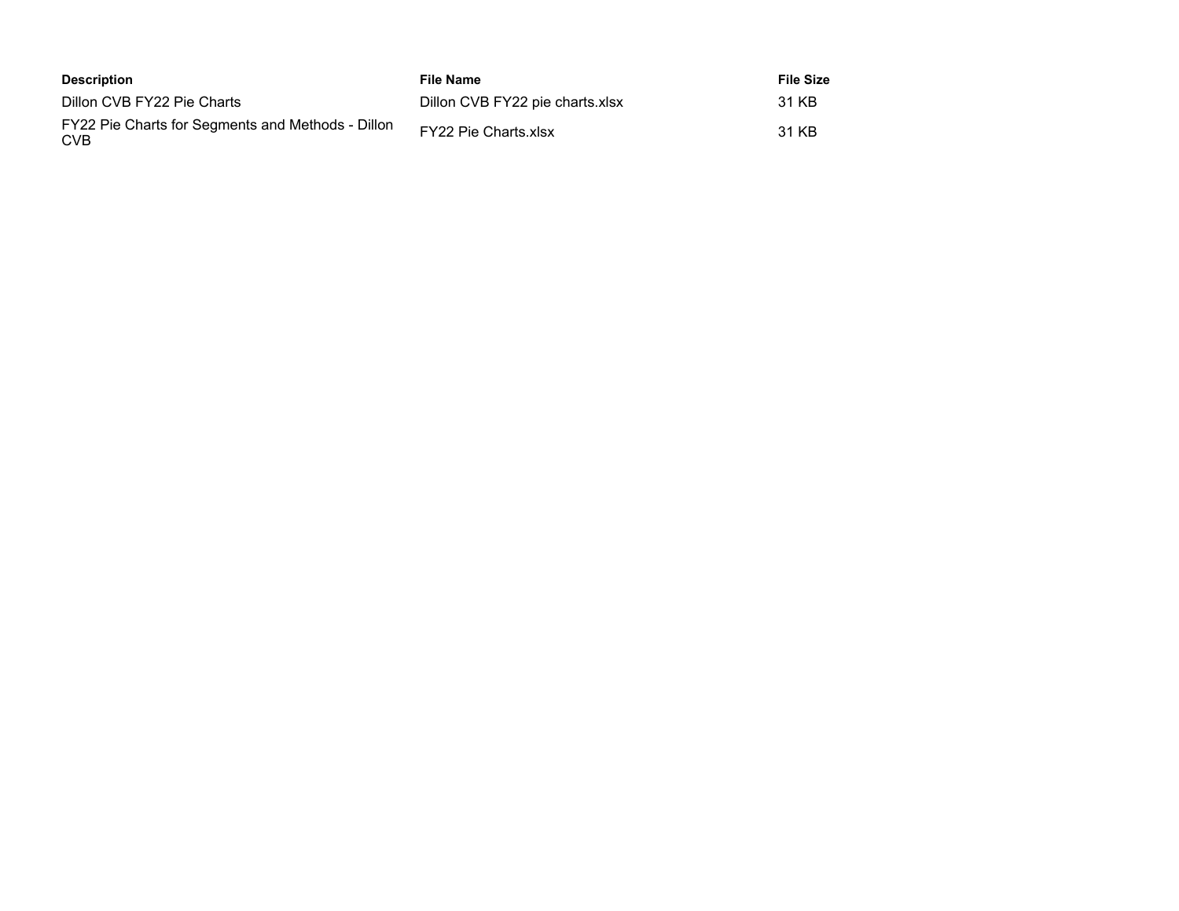| Description | File Name | File Size |
| --- | --- | --- |
| Dillon CVB FY22 Pie Charts | Dillon CVB FY22 pie charts.xlsx | 31 KB |
| FY22 Pie Charts for Segments and Methods - Dillon CVB | FY22 Pie Charts.xlsx | 31 KB |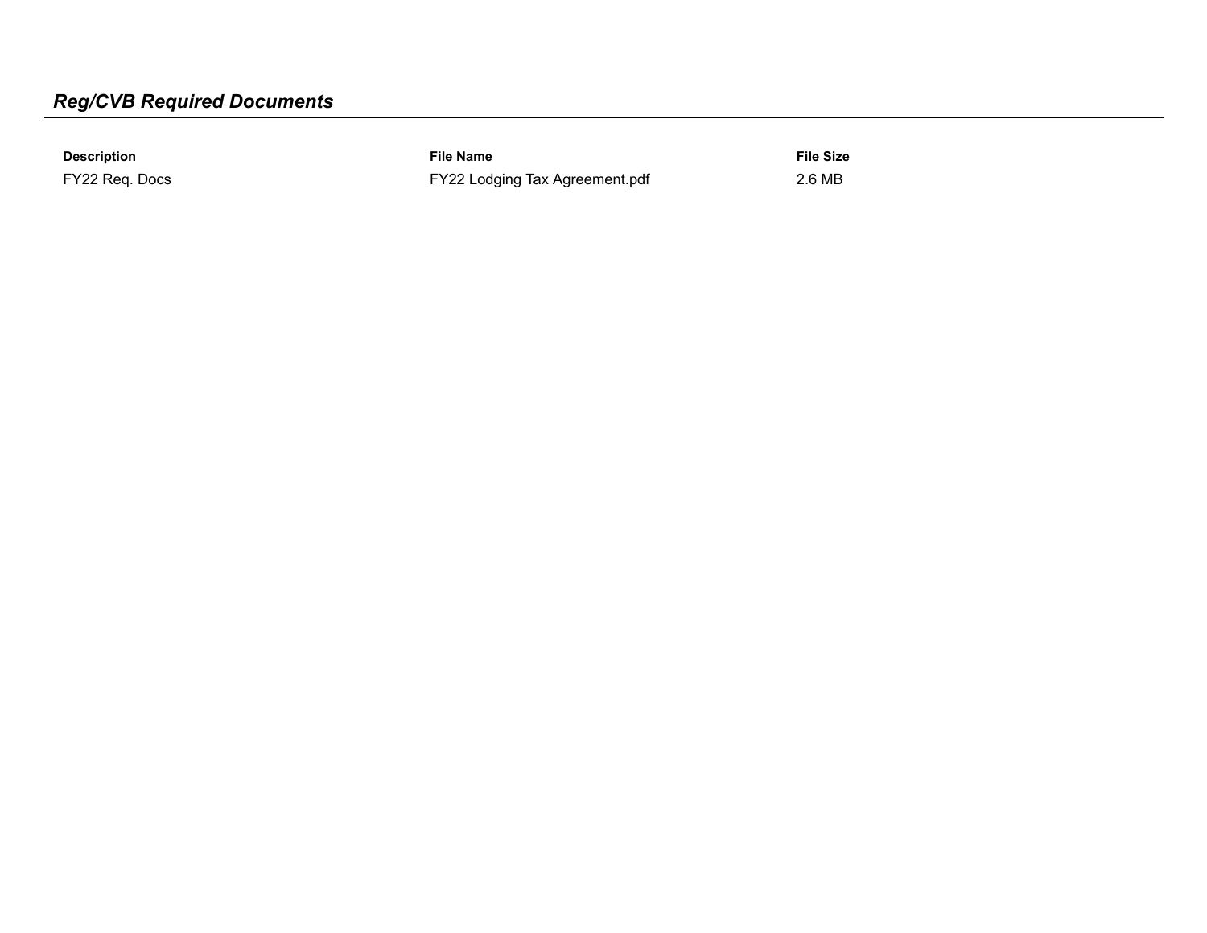## *Reg/CVB Required Documents*

| Description | File Name | File Size |
|---|---|---|
| FY22 Req. Docs | FY22 Lodging Tax Agreement.pdf | 2.6 MB |